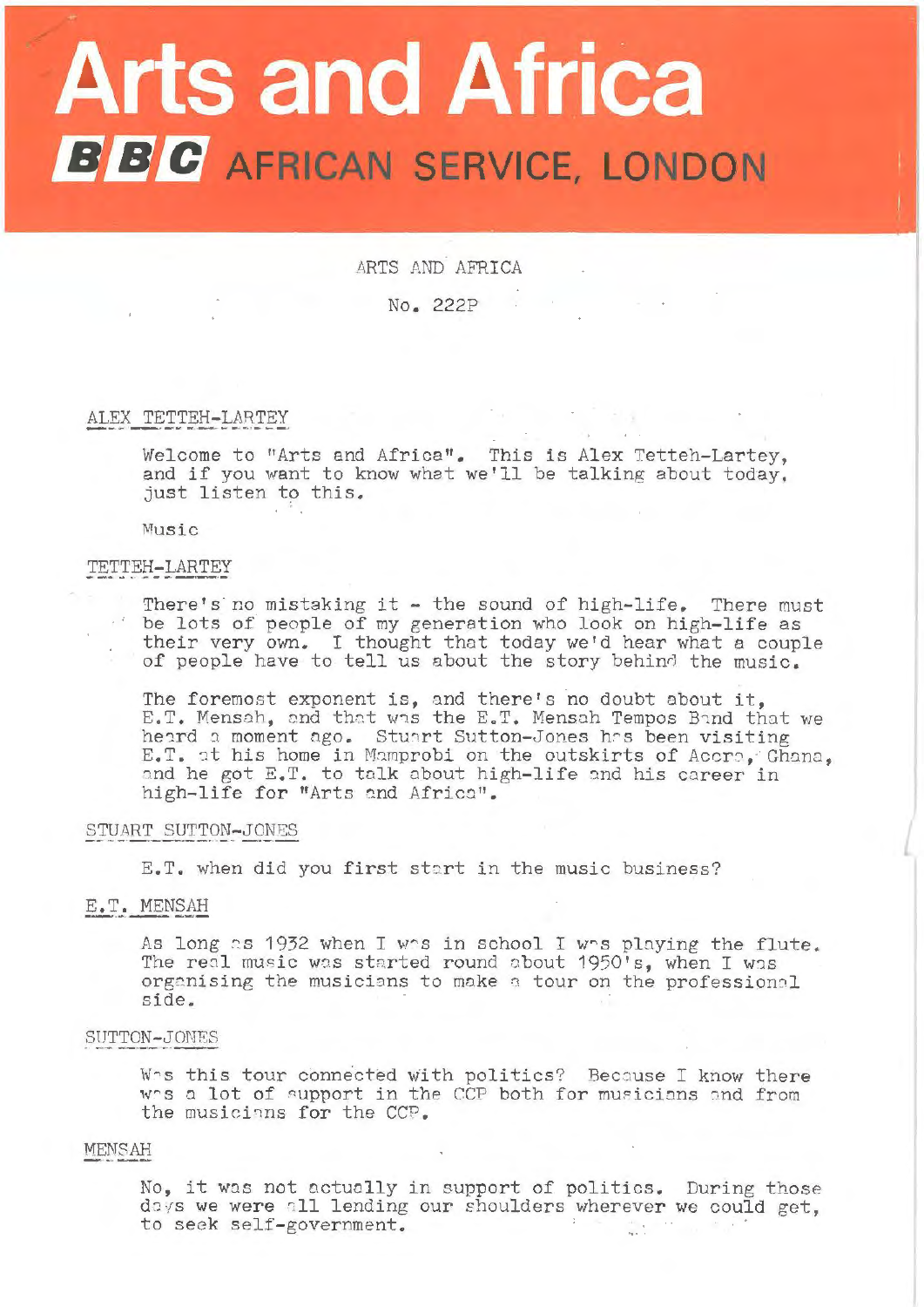# Arts and Africa

## BBC AFRICAN SERVICE, LONDON

ARTS AND AFRICA

No. 222P

ALEX TETTEH-LARTEY

Welcome to "Arts and Africa". This is Alex Tetteh-Lartey, and if you want to know what we'll be talking about today, just listen to this.

Music

TETTEH-LARTEY

There's no mistaking it - the sound of high-life. There must be lots of people of my generation who look on high-life as their very own. I thought that today we'd hear what a couple of people have to tell us about the story behind the music.

The foremost exponent is, and there's no doubt about it, E.T. Mensah, and that was the E.T. Mensah Tempos Band that we heard a moment ago. Stuart Sutton-Jones has been visiting E.T. at his home in Mamprobi on the outskirts of Accra, Ghana, and he got E.T. to talk about high-life and his career in high-life for "Arts and Africa".

STUART SUTTON-JONES

E.T. when did you first start in the music business?

E.T. MENSAH

As long as 1932 when I was in school I was playing the flute. The real music was started round about 1950's, when I was organising the musicians to make a tour on the professional side.

SUTTON-JONES

Was this tour connected with politics? Because I know there was a lot of support in the CCP both for musicians and from the musicians for the CCP.

MENSAH

No, it was not actually in support of politics. During those days we were all lending our shoulders wherever we could get, to seek self-government.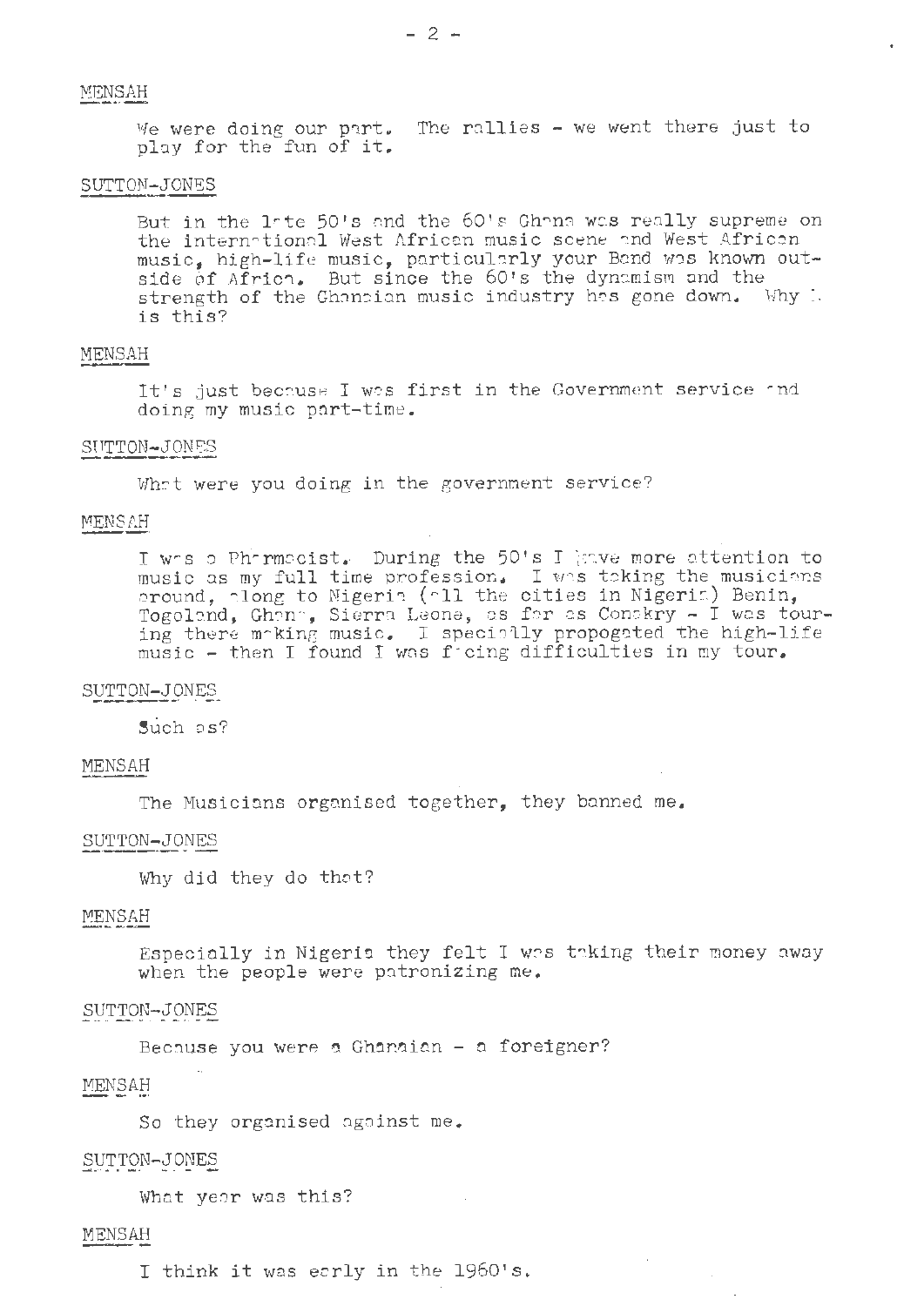MENSAH

We were doing our part. The rallies - we went there just to play for the fun of it.

SUTTON-JONES

But in the late 50's and the 60's Ghana was really supreme on the international West African music scene and West African music, high-life music, particularly your Band was known outside of Africa. But since the 60's the dynamism and the strength of the Ghanaian music industry has gone down. Why is this?

MENSAH

It's just because I was first in the Government service and doing my music part-time.

SUTTON-JONES

What were you doing in the government service?

MENSAH

I was a Pharmacist. During the 50's I gave more attention to music as my full time profession. I was taking the musicians around, along to Nigeria (all the cities in Nigeria) Benin, Togoland, Ghana, Sierra Leone, as far as Conakry - I was touring there making music. I specially propogated the high-life music - then I found I was facing difficulties in my tour.

SUTTON-JONES

Such as?

MENSAH

The Musicians organised together, they banned me.

SUTTON-JONES

Why did they do that?

MENSAH

Especially in Nigeria they felt I was taking their money away when the people were patronizing me.

SUTTON-JONES

Because you were a Ghanaian - a foreigner?

MENSAH

So they organised against me.

SUTTON-JONES

What year was this?

MENSAH

I think it was early in the 1960's.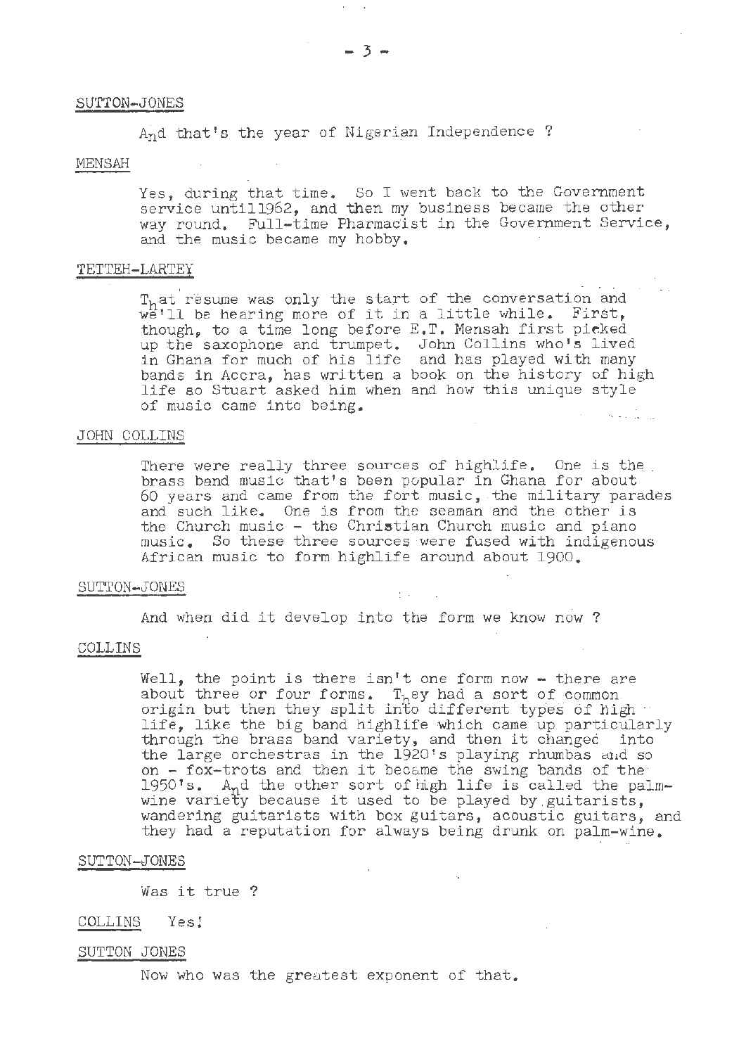SUTTON-JONES

And that's the year of Nigerian Independence ?

MENSAH

Yes, during that time. So I went back to the Government service until1962, and then my business became the other way round. Full-time Pharmacist in the Government Service, and the music became my hobby.

TETTEH-LARTEY

That résumé was only the start of the conversation and we'll be hearing more of it in a little while. First, though, to a time long before E.T. Mensah first picked up the saxophone and trumpet. John Collins who's lived in Ghana for much of his life and has played with many bands in Accra, has written a book on the history of high life so Stuart asked him when and how this unique style of music came into being.

JOHN COLLINS

There were really three sources of highlife. One is the brass band music that's been popular in Ghana for about 60 years and came from the fort music, the military parades and such like. One is from the seaman and the other is the Church music - the Christian Church music and piano music. So these three sources were fused with indigenous African music to form highlife around about 1900.

SUTTON-JONES

And when did it develop into the form we know now ?

COLLINS

Well, the point is there isn't one form now - there are about three or four forms. They had a sort of common origin but then they split into different types of high life, like the big band highlife which came up particularly through the brass band variety, and then it changed into the large orchestras in the 1920's playing rhumbas and so on - fox-trots and then it became the swing bands of the 1950's. And the other sort of high life is called the palm-wine variety because it used to be played by guitarists, wandering guitarists with box guitars, acoustic guitars, and they had a reputation for always being drunk on palm-wine.

SUTTON-JONES

Was it true ?

COLLINS Yes!

SUTTON JONES

Now who was the greatest exponent of that.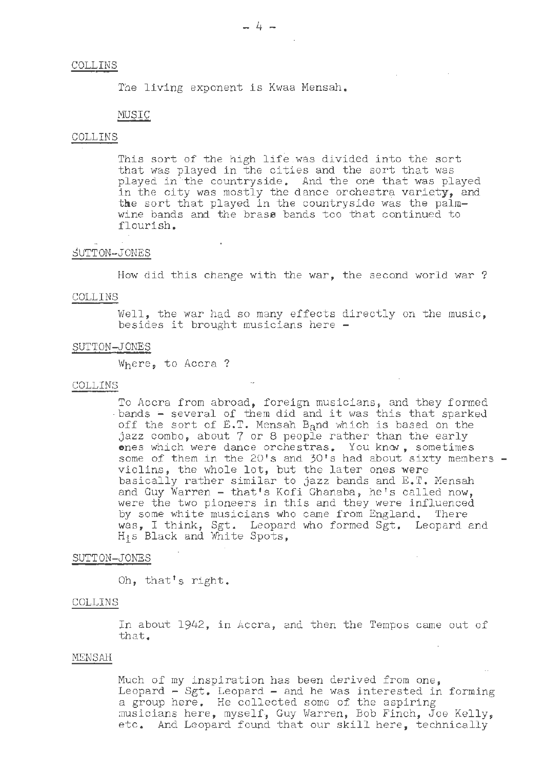COLLINS

The living exponent is Kwaa Mensah.

MUSIC

COLLINS

This sort of the high life was divided into the sort that was played in the cities and the sort that was played in the countryside. And the one that was played in the city was mostly the dance orchestra variety, and the sort that played in the countryside was the palm-wine bands and the brass bands too that continued to flourish.

SUTTON-JONES

How did this change with the war, the second world war ?

COLLINS

Well, the war had so many effects directly on the music, besides it brought musicians here -

SUTTON-JONES

Where, to Accra ?

COLLINS

To Accra from abroad, foreign musicians, and they formed bands - several of them did and it was this that sparked off the sort of E.T. Mensah Band which is based on the jazz combo, about 7 or 8 people rather than the early ones which were dance orchestras. You know, sometimes some of them in the 20's and 30's had about sixty members - violins, the whole lot, but the later ones were basically rather similar to jazz bands and E.T. Mensah and Guy Warren - that's Kofi Ghanaba, he's called now, were the two pioneers in this and they were influenced by some white musicians who came from England. There was, I think, Sgt. Leopard who formed Sgt. Leopard and His Black and White Spots,

SUTTON-JONES

Oh, that's right.

COLLINS

In about 1942, in Accra, and then the Tempos came out of that.

MENSAH

Much of my inspiration has been derived from one, Leopard - Sgt. Leopard - and he was interested in forming a group here. He collected some of the aspiring musicians here, myself, Guy Warren, Bob Finch, Joe Kelly, etc. And Leopard found that our skill here, technically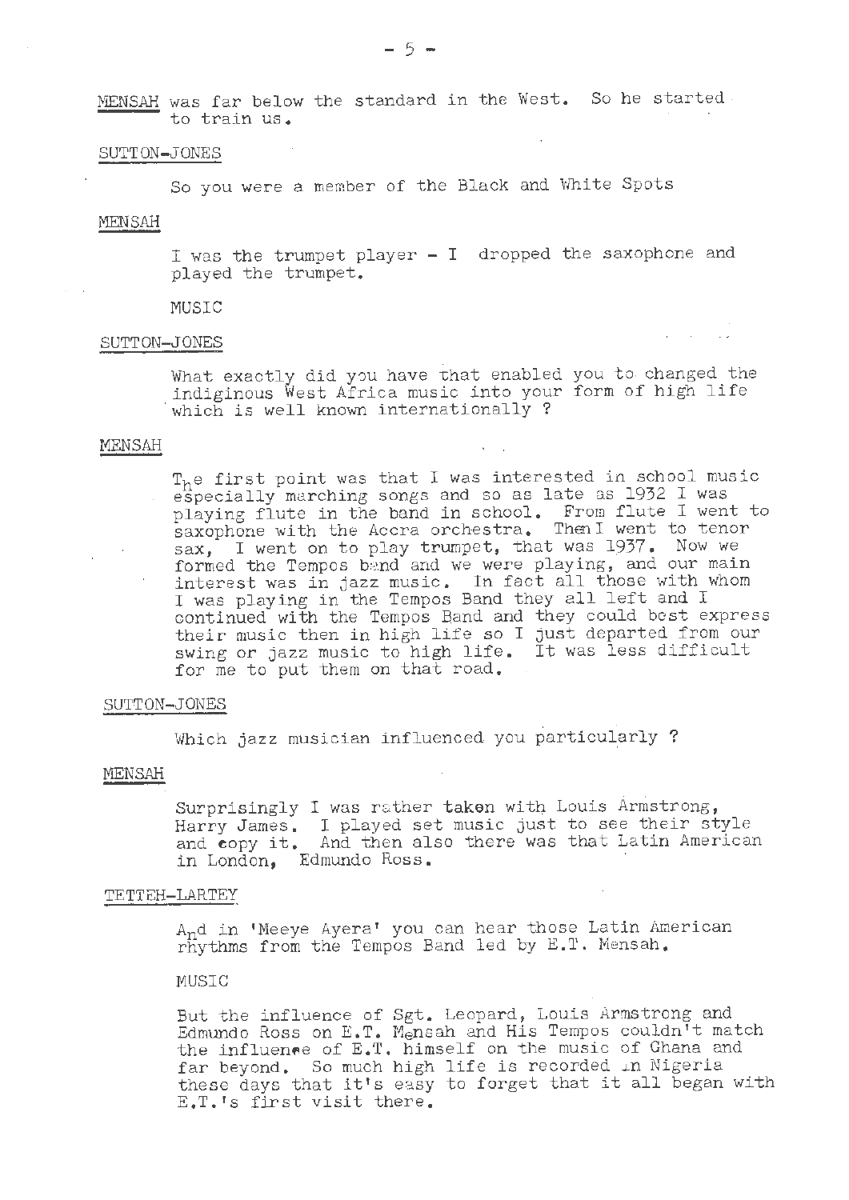MENSAH was far below the standard in the West. So he started to train us.

SUTTON-JONES

So you were a member of the Black and White Spots

MENSAH

I was the trumpet player - I dropped the saxophone and played the trumpet.

MUSIC

SUTTON-JONES

What exactly did you have that enabled you to changed the indiginous West Africa music into your form of high life which is well known internationally ?

MENSAH

The first point was that I was interested in school music especially marching songs and so as late as 1932 I was playing flute in the band in school. From flute I went to saxophone with the Accra orchestra. Then I went to tenor sax, I went on to play trumpet, that was 1937. Now we formed the Tempos band and we were playing, and our main interest was in jazz music. In fact all those with whom I was playing in the Tempos Band they all left and I continued with the Tempos Band and they could best express their music then in high life so I just departed from our swing or jazz music to high life. It was less difficult for me to put them on that road.

SUTTON-JONES

Which jazz musician influenced you particularly ?

MENSAH

Surprisingly I was rather taken with Louis Armstrong, Harry James. I played set music just to see their style and copy it. And then also there was that Latin American in London, Edmundo Ross.

TETTEH-LARTEY

And in 'Meeye Ayera' you can hear those Latin American rhythms from the Tempos Band led by E.T. Mensah.

MUSIC

But the influence of Sgt. Leopard, Louis Armstrong and Edmundo Ross on E.T. Mensah and His Tempos couldn't match the influence of E.T. himself on the music of Ghana and far beyond. So much high life is recorded in Nigeria these days that it's easy to forget that it all began with E.T.'s first visit there.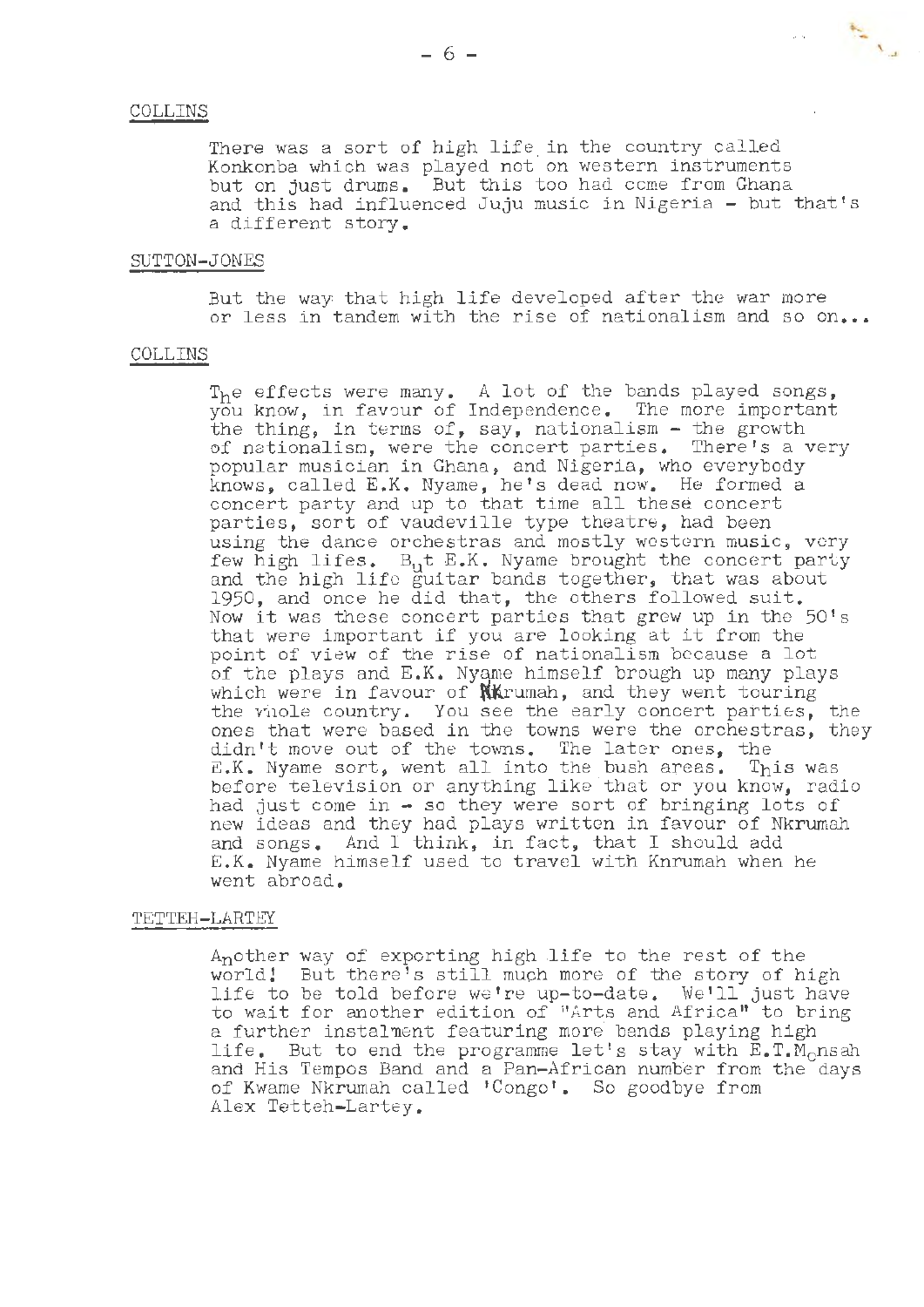COLLINS

There was a sort of high life in the country called Konkonba which was played not on western instruments but on just drums. But this too had come from Ghana and this had influenced Juju music in Nigeria - but that's a different story.

SUTTON-JONES

But the way that high life developed after the war more or less in tandem with the rise of nationalism and so on...

COLLINS

The effects were many. A lot of the bands played songs, you know, in favour of Independence. The more important the thing, in terms of, say, nationalism - the growth of nationalism, were the concert parties. There's a very popular musician in Ghana, and Nigeria, who everybody knows, called E.K. Nyame, he's dead now. He formed a concert party and up to that time all these concert parties, sort of vaudeville type theatre, had been using the dance orchestras and mostly western music, very few high lifes. But E.K. Nyame brought the concert party and the high life guitar bands together, that was about 1950, and once he did that, the others followed suit. Now it was these concert parties that grew up in the 50's that were important if you are looking at it from the point of view of the rise of nationalism because a lot of the plays and E.K. Nyame himself brough up many plays which were in favour of Nkrumah, and they went touring the whole country. You see the early concert parties, the ones that were based in the towns were the orchestras, they didn't move out of the towns. The later ones, the E.K. Nyame sort, went all into the bush areas. This was before television or anything like that or you know, radio had just come in - so they were sort of bringing lots of new ideas and they had plays written in favour of Nkrumah and songs. And I think, in fact, that I should add E.K. Nyame himself used to travel with Knrumah when he went abroad.

TETTEH-LARTEY

Another way of exporting high life to the rest of the world! But there's still much more of the story of high life to be told before we're up-to-date. We'll just have to wait for another edition of "Arts and Africa" to bring a further instalment featuring more bands playing high life. But to end the programme let's stay with E.T.Mensah and His Tempos Band and a Pan-African number from the days of Kwame Nkrumah called 'Congo'. So goodbye from Alex Tetteh-Lartey.